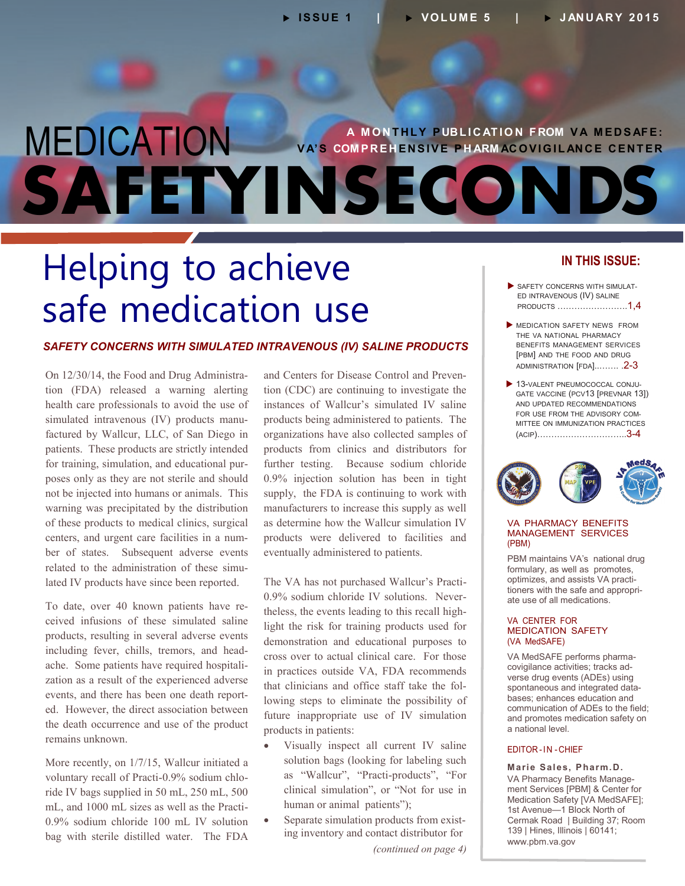# MEDICATION SAFETY IN SECONDS

**A MONTHLY PUBLICATION FROM VA MEDSAFE: VA'S COMPREHENSIVE PHARMACOVIGILANCE CENTER**

ISSUE 1 | VOLUME 5 | JANUARY 2015

## Helping to achieve safe medication use

### *SAFETY CONCERNS WITH SIMULATED INTRAVENOUS (IV) SALINE PRODUCTS*

On 12/30/14, the Food and Drug Administration (FDA) released a warning alerting health care professionals to avoid the use of simulated intravenous (IV) products manufactured by Wallcur, LLC, of San Diego in patients. These products are strictly intended for training, simulation, and educational purposes only as they are not sterile and should not be injected into humans or animals. This warning was precipitated by the distribution of these products to medical clinics, surgical centers, and urgent care facilities in a number of states. Subsequent adverse events related to the administration of these simulated IV products have since been reported.

To date, over 40 known patients have received infusions of these simulated saline products, resulting in several adverse events including fever, chills, tremors, and headache. Some patients have required hospitalization as a result of the experienced adverse events, and there has been one death reported. However, the direct association between the death occurrence and use of the product remains unknown.

More recently, on 1/7/15, Wallcur initiated a voluntary recall of Practi-0.9% sodium chloride IV bags supplied in 50 mL, 250 mL, 500 mL, and 1000 mL sizes as well as the Practi-0.9% sodium chloride 100 mL IV solution bag with sterile distilled water. The FDA and Centers for Disease Control and Prevention (CDC) are continuing to investigate the instances of Wallcur's simulated IV saline products being administered to patients. The organizations have also collected samples of products from clinics and distributors for further testing. Because sodium chloride 0.9% injection solution has been in tight supply, the FDA is continuing to work with manufacturers to increase this supply as well as determine how the Wallcur simulation IV products were delivered to facilities and eventually administered to patients.

The VA has not purchased Wallcur's Practi-0.9% sodium chloride IV solutions. Nevertheless, the events leading to this recall highlight the risk for training products used for demonstration and educational purposes to cross over to actual clinical care. For those in practices outside VA, FDA recommends that clinicians and office staff take the following steps to eliminate the possibility of future inappropriate use of IV simulation products in patients:

- Visually inspect all current IV saline solution bags (looking for labeling such as "Wallcur", "Practi-products", "For clinical simulation", or "Not for use in human or animal patients");
- Separate simulation products from existing inventory and contact distributor for

*(continued on page 4)*

---

### IN THIS ISSUE:

- SAFETY CONCERNS WITH SIMULATED INTRAVENOUS (IV) SALINE PRODUCTS ....................1,4
- MEDICATION SAFETY NEWS FROM THE VA NATIONAL PHARMACY BENEFITS MANAGEMENT SERVICES [PBM] AND THE FOOD AND DRUG ADMINISTRATION [FDA]......... .2-3
- 13-VALENT PNEUMOCOCCAL CONJUGATE VACCINE (PCV13 [PREVNAR 13]) AND UPDATED RECOMMENDATIONS FOR USE FROM THE ADVISORY COMMITTEE ON IMMUNIZATION PRACTICES (ACIP)................................3-4

**VA PHARMACY BENEFITS MANAGEMENT SERVICES (PBM)**

PBM maintains VA's national drug formulary, as well as promotes, optimizes, and assists VA practitioners with the safe and appropriate use of all medications.

**VA CENTER FOR MEDICATION SAFETY (VA MedSAFE)**

VA MedSAFE performs pharmacovigilance activities; tracks adverse drug events (ADEs) using spontaneous and integrated databases; enhances education and communication of ADEs to the field; and promotes medication safety on a national level.

**EDITOR-IN-CHIEF**

**Marie Sales, Pharm.D.**
VA Pharmacy Benefits Management Services [PBM] & Center for Medication Safety [VA MedSAFE]; 1st Avenue—1 Block North of Cermak Road | Building 37; Room 139 | Hines, Illinois | 60141; www.pbm.va.gov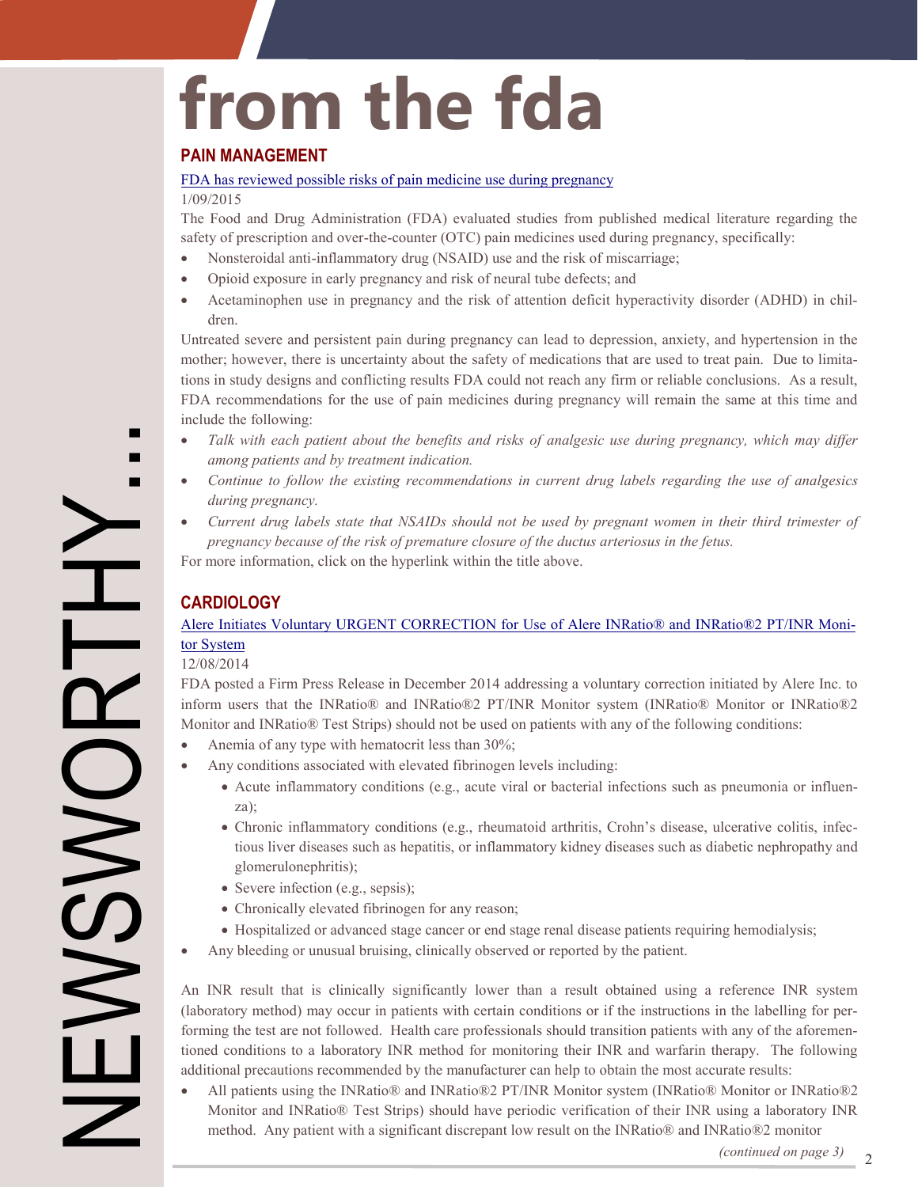# from the fda

NEWSWORTHY...

## PAIN MANAGEMENT

FDA has reviewed possible risks of pain medicine use during pregnancy

1/09/2015

The Food and Drug Administration (FDA) evaluated studies from published medical literature regarding the safety of prescription and over-the-counter (OTC) pain medicines used during pregnancy, specifically:

- Nonsteroidal anti-inflammatory drug (NSAID) use and the risk of miscarriage;
- Opioid exposure in early pregnancy and risk of neural tube defects; and
- Acetaminophen use in pregnancy and the risk of attention deficit hyperactivity disorder (ADHD) in children.

Untreated severe and persistent pain during pregnancy can lead to depression, anxiety, and hypertension in the mother; however, there is uncertainty about the safety of medications that are used to treat pain. Due to limitations in study designs and conflicting results FDA could not reach any firm or reliable conclusions. As a result, FDA recommendations for the use of pain medicines during pregnancy will remain the same at this time and include the following:

- *Talk with each patient about the benefits and risks of analgesic use during pregnancy, which may differ among patients and by treatment indication.*
- *Continue to follow the existing recommendations in current drug labels regarding the use of analgesics during pregnancy.*
- *Current drug labels state that NSAIDs should not be used by pregnant women in their third trimester of pregnancy because of the risk of premature closure of the ductus arteriosus in the fetus.*

For more information, click on the hyperlink within the title above.

## CARDIOLOGY

Alere Initiates Voluntary URGENT CORRECTION for Use of Alere INRatio® and INRatio®2 PT/INR Monitor System

12/08/2014

FDA posted a Firm Press Release in December 2014 addressing a voluntary correction initiated by Alere Inc. to inform users that the INRatio® and INRatio®2 PT/INR Monitor system (INRatio® Monitor or INRatio®2 Monitor and INRatio® Test Strips) should not be used on patients with any of the following conditions:

- Anemia of any type with hematocrit less than 30%;
- Any conditions associated with elevated fibrinogen levels including:
  - Acute inflammatory conditions (e.g., acute viral or bacterial infections such as pneumonia or influenza);
  - Chronic inflammatory conditions (e.g., rheumatoid arthritis, Crohn's disease, ulcerative colitis, infectious liver diseases such as hepatitis, or inflammatory kidney diseases such as diabetic nephropathy and glomerulonephritis);
  - Severe infection (e.g., sepsis);
  - Chronically elevated fibrinogen for any reason;
  - Hospitalized or advanced stage cancer or end stage renal disease patients requiring hemodialysis;
- Any bleeding or unusual bruising, clinically observed or reported by the patient.

An INR result that is clinically significantly lower than a result obtained using a reference INR system (laboratory method) may occur in patients with certain conditions or if the instructions in the labelling for performing the test are not followed. Health care professionals should transition patients with any of the aforementioned conditions to a laboratory INR method for monitoring their INR and warfarin therapy. The following additional precautions recommended by the manufacturer can help to obtain the most accurate results:

- All patients using the INRatio® and INRatio®2 PT/INR Monitor system (INRatio® Monitor or INRatio®2 Monitor and INRatio® Test Strips) should have periodic verification of their INR using a laboratory INR method. Any patient with a significant discrepant low result on the INRatio® and INRatio®2 monitor

*(continued on page 3)*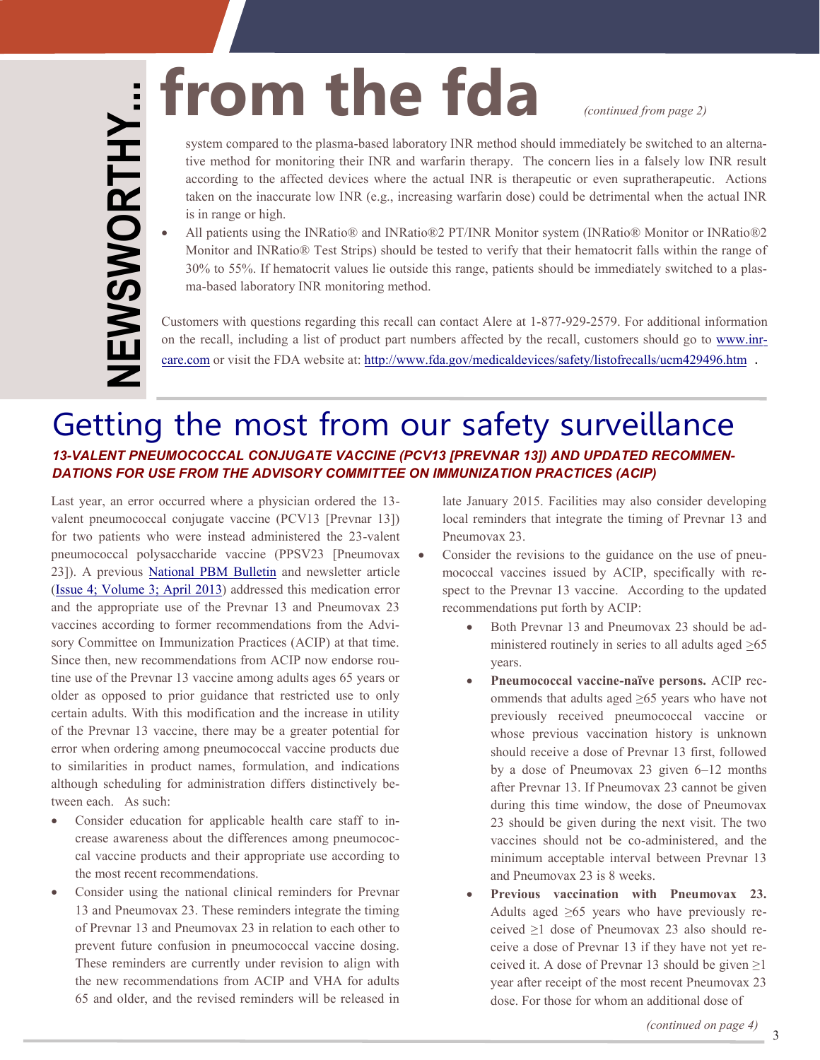# NEWSWORTHY… from the fda

*(continued from page 2)*

system compared to the plasma-based laboratory INR method should immediately be switched to an alternative method for monitoring their INR and warfarin therapy. The concern lies in a falsely low INR result according to the affected devices where the actual INR is therapeutic or even supratherapeutic. Actions taken on the inaccurate low INR (e.g., increasing warfarin dose) could be detrimental when the actual INR is in range or high.

- All patients using the INRatio® and INRatio®2 PT/INR Monitor system (INRatio® Monitor or INRatio®2 Monitor and INRatio® Test Strips) should be tested to verify that their hematocrit falls within the range of 30% to 55%. If hematocrit values lie outside this range, patients should be immediately switched to a plasma-based laboratory INR monitoring method.

Customers with questions regarding this recall can contact Alere at 1-877-929-2579. For additional information on the recall, including a list of product part numbers affected by the recall, customers should go to www.inr-care.com or visit the FDA website at: http://www.fda.gov/medicaldevices/safety/listofrecalls/ucm429496.htm .

# Getting the most from our safety surveillance

## *13-VALENT PNEUMOCOCCAL CONJUGATE VACCINE (PCV13 [PREVNAR 13]) AND UPDATED RECOMMENDATIONS FOR USE FROM THE ADVISORY COMMITTEE ON IMMUNIZATION PRACTICES (ACIP)*

Last year, an error occurred where a physician ordered the 13-valent pneumococcal conjugate vaccine (PCV13 [Prevnar 13]) for two patients who were instead administered the 23-valent pneumococcal polysaccharide vaccine (PPSV23 [Pneumovax 23]). A previous National PBM Bulletin and newsletter article (Issue 4; Volume 3; April 2013) addressed this medication error and the appropriate use of the Prevnar 13 and Pneumovax 23 vaccines according to former recommendations from the Advisory Committee on Immunization Practices (ACIP) at that time. Since then, new recommendations from ACIP now endorse routine use of the Prevnar 13 vaccine among adults ages 65 years or older as opposed to prior guidance that restricted use to only certain adults. With this modification and the increase in utility of the Prevnar 13 vaccine, there may be a greater potential for error when ordering among pneumococcal vaccine products due to similarities in product names, formulation, and indications although scheduling for administration differs distinctively between each. As such:

- Consider education for applicable health care staff to increase awareness about the differences among pneumococcal vaccine products and their appropriate use according to the most recent recommendations.
- Consider using the national clinical reminders for Prevnar 13 and Pneumovax 23. These reminders integrate the timing of Prevnar 13 and Pneumovax 23 in relation to each other to prevent future confusion in pneumococcal vaccine dosing. These reminders are currently under revision to align with the new recommendations from ACIP and VHA for adults 65 and older, and the revised reminders will be released in late January 2015. Facilities may also consider developing local reminders that integrate the timing of Prevnar 13 and Pneumovax 23.
- Consider the revisions to the guidance on the use of pneumococcal vaccines issued by ACIP, specifically with respect to the Prevnar 13 vaccine. According to the updated recommendations put forth by ACIP:
  - Both Prevnar 13 and Pneumovax 23 should be administered routinely in series to all adults aged ≥65 years.
  - **Pneumococcal vaccine-naïve persons.** ACIP recommends that adults aged ≥65 years who have not previously received pneumococcal vaccine or whose previous vaccination history is unknown should receive a dose of Prevnar 13 first, followed by a dose of Pneumovax 23 given 6–12 months after Prevnar 13. If Pneumovax 23 cannot be given during this time window, the dose of Pneumovax 23 should be given during the next visit. The two vaccines should not be co-administered, and the minimum acceptable interval between Prevnar 13 and Pneumovax 23 is 8 weeks.
  - **Previous vaccination with Pneumovax 23.** Adults aged ≥65 years who have previously received ≥1 dose of Pneumovax 23 also should receive a dose of Prevnar 13 if they have not yet received it. A dose of Prevnar 13 should be given ≥1 year after receipt of the most recent Pneumovax 23 dose. For those for whom an additional dose of

*(continued on page 4)*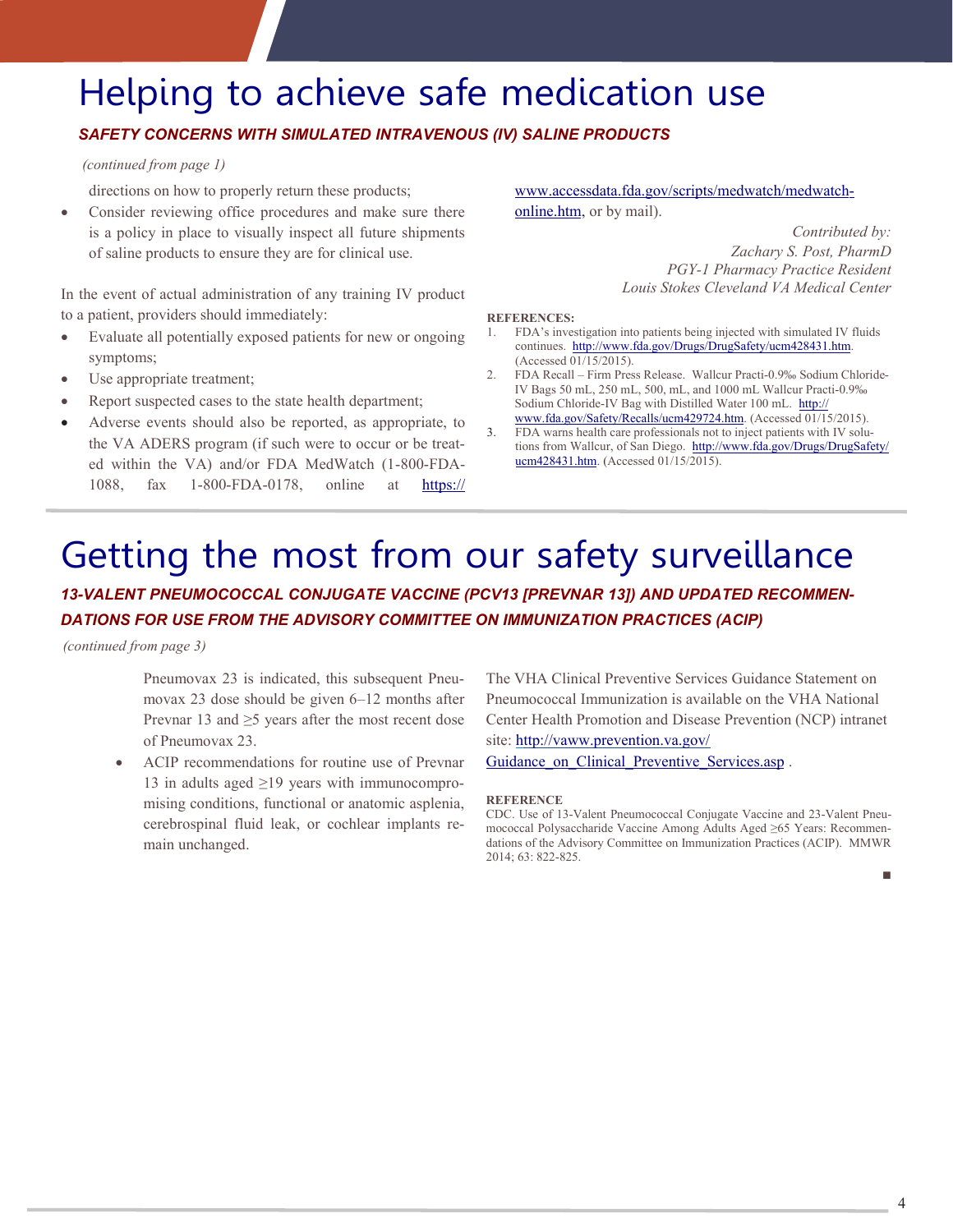# Helping to achieve safe medication use

***SAFETY CONCERNS WITH SIMULATED INTRAVENOUS (IV) SALINE PRODUCTS***

*(continued from page 1)*

directions on how to properly return these products;

- Consider reviewing office procedures and make sure there is a policy in place to visually inspect all future shipments of saline products to ensure they are for clinical use.

In the event of actual administration of any training IV product to a patient, providers should immediately:

- Evaluate all potentially exposed patients for new or ongoing symptoms;
- Use appropriate treatment;
- Report suspected cases to the state health department;
- Adverse events should also be reported, as appropriate, to the VA ADERS program (if such were to occur or be treated within the VA) and/or FDA MedWatch (1-800-FDA-1088, fax 1-800-FDA-0178, online at https://www.accessdata.fda.gov/scripts/medwatch/medwatch-online.htm, or by mail).

*Contributed by:*
*Zachary S. Post, PharmD*
*PGY-1 Pharmacy Practice Resident*
*Louis Stokes Cleveland VA Medical Center*

**REFERENCES:**

1. FDA's investigation into patients being injected with simulated IV fluids continues. http://www.fda.gov/Drugs/DrugSafety/ucm428431.htm. (Accessed 01/15/2015).
2. FDA Recall – Firm Press Release. Wallcur Practi-0.9‰ Sodium Chloride-IV Bags 50 mL, 250 mL, 500, mL, and 1000 mL Wallcur Practi-0.9‰ Sodium Chloride-IV Bag with Distilled Water 100 mL. http://www.fda.gov/Safety/Recalls/ucm429724.htm. (Accessed 01/15/2015).
3. FDA warns health care professionals not to inject patients with IV solutions from Wallcur, of San Diego. http://www.fda.gov/Drugs/DrugSafety/ucm428431.htm. (Accessed 01/15/2015).

# Getting the most from our safety surveillance

***13-VALENT PNEUMOCOCCAL CONJUGATE VACCINE (PCV13 [PREVNAR 13]) AND UPDATED RECOMMENDATIONS FOR USE FROM THE ADVISORY COMMITTEE ON IMMUNIZATION PRACTICES (ACIP)***

*(continued from page 3)*

Pneumovax 23 is indicated, this subsequent Pneumovax 23 dose should be given 6–12 months after Prevnar 13 and ≥5 years after the most recent dose of Pneumovax 23.

- ACIP recommendations for routine use of Prevnar 13 in adults aged ≥19 years with immunocompromising conditions, functional or anatomic asplenia, cerebrospinal fluid leak, or cochlear implants remain unchanged.

The VHA Clinical Preventive Services Guidance Statement on Pneumococcal Immunization is available on the VHA National Center Health Promotion and Disease Prevention (NCP) intranet site: http://vaww.prevention.va.gov/Guidance_on_Clinical_Preventive_Services.asp .

**REFERENCE**

CDC. Use of 13-Valent Pneumococcal Conjugate Vaccine and 23-Valent Pneumococcal Polysaccharide Vaccine Among Adults Aged ≥65 Years: Recommendations of the Advisory Committee on Immunization Practices (ACIP). MMWR 2014; 63: 822-825.

■